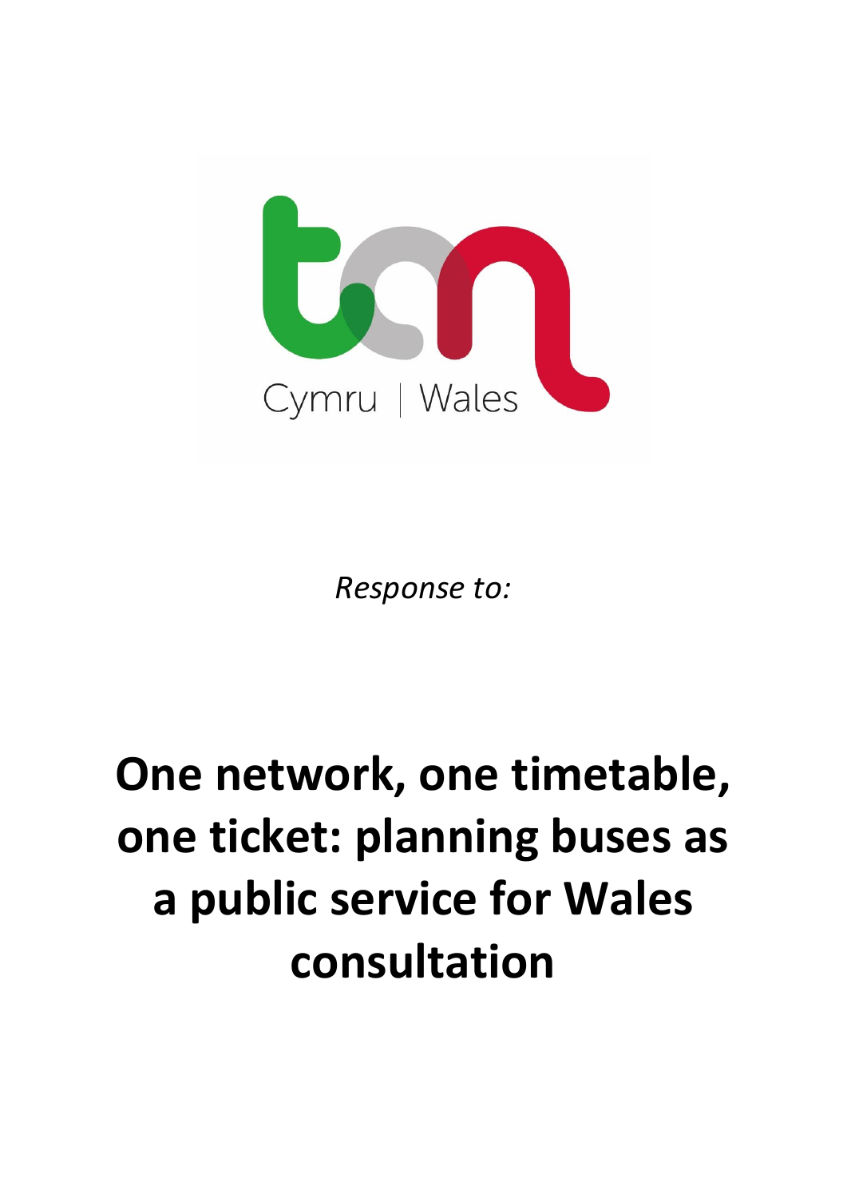Cymru | Wales

*Response to:*

# One network, one timetable, one ticket: planning buses as a public service for Wales consultation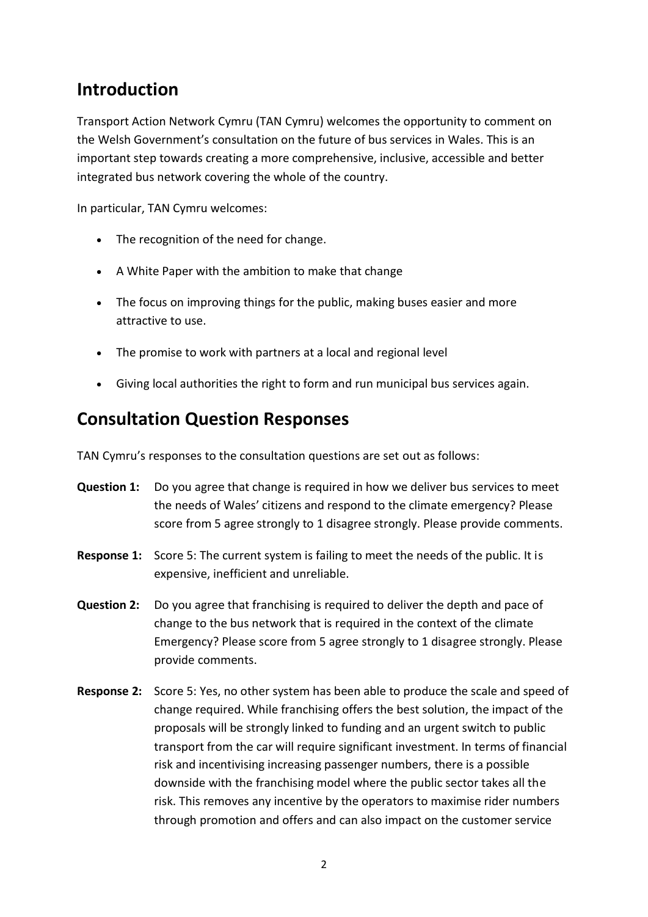## Introduction

Transport Action Network Cymru (TAN Cymru) welcomes the opportunity to comment on the Welsh Government's consultation on the future of bus services in Wales. This is an important step towards creating a more comprehensive, inclusive, accessible and better integrated bus network covering the whole of the country.

In particular, TAN Cymru welcomes:

- The recognition of the need for change.
- A White Paper with the ambition to make that change
- The focus on improving things for the public, making buses easier and more attractive to use.
- The promise to work with partners at a local and regional level
- Giving local authorities the right to form and run municipal bus services again.

## Consultation Question Responses

TAN Cymru's responses to the consultation questions are set out as follows:

**Question 1:** Do you agree that change is required in how we deliver bus services to meet the needs of Wales' citizens and respond to the climate emergency? Please score from 5 agree strongly to 1 disagree strongly. Please provide comments.

**Response 1:** Score 5: The current system is failing to meet the needs of the public. It is expensive, inefficient and unreliable.

**Question 2:** Do you agree that franchising is required to deliver the depth and pace of change to the bus network that is required in the context of the climate Emergency? Please score from 5 agree strongly to 1 disagree strongly. Please provide comments.

**Response 2:** Score 5: Yes, no other system has been able to produce the scale and speed of change required. While franchising offers the best solution, the impact of the proposals will be strongly linked to funding and an urgent switch to public transport from the car will require significant investment. In terms of financial risk and incentivising increasing passenger numbers, there is a possible downside with the franchising model where the public sector takes all the risk. This removes any incentive by the operators to maximise rider numbers through promotion and offers and can also impact on the customer service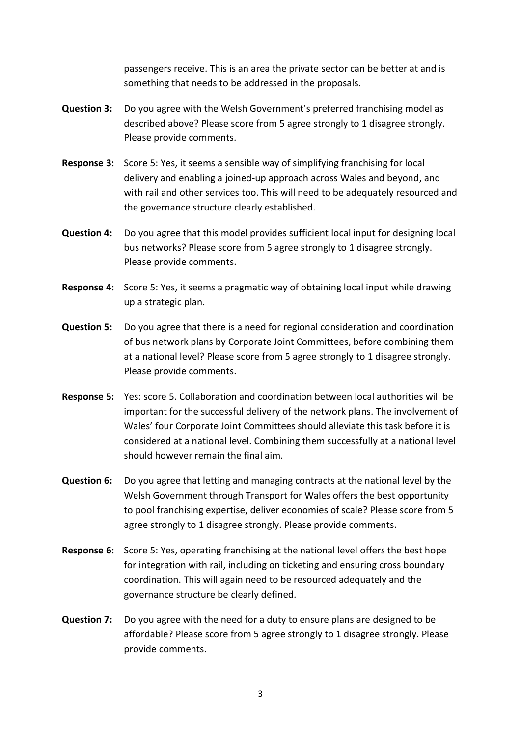passengers receive. This is an area the private sector can be better at and is something that needs to be addressed in the proposals.

**Question 3:** Do you agree with the Welsh Government's preferred franchising model as described above? Please score from 5 agree strongly to 1 disagree strongly. Please provide comments.

**Response 3:** Score 5: Yes, it seems a sensible way of simplifying franchising for local delivery and enabling a joined-up approach across Wales and beyond, and with rail and other services too. This will need to be adequately resourced and the governance structure clearly established.

**Question 4:** Do you agree that this model provides sufficient local input for designing local bus networks? Please score from 5 agree strongly to 1 disagree strongly. Please provide comments.

**Response 4:** Score 5: Yes, it seems a pragmatic way of obtaining local input while drawing up a strategic plan.

**Question 5:** Do you agree that there is a need for regional consideration and coordination of bus network plans by Corporate Joint Committees, before combining them at a national level? Please score from 5 agree strongly to 1 disagree strongly. Please provide comments.

**Response 5:** Yes: score 5. Collaboration and coordination between local authorities will be important for the successful delivery of the network plans. The involvement of Wales' four Corporate Joint Committees should alleviate this task before it is considered at a national level. Combining them successfully at a national level should however remain the final aim.

**Question 6:** Do you agree that letting and managing contracts at the national level by the Welsh Government through Transport for Wales offers the best opportunity to pool franchising expertise, deliver economies of scale? Please score from 5 agree strongly to 1 disagree strongly. Please provide comments.

**Response 6:** Score 5: Yes, operating franchising at the national level offers the best hope for integration with rail, including on ticketing and ensuring cross boundary coordination. This will again need to be resourced adequately and the governance structure be clearly defined.

**Question 7:** Do you agree with the need for a duty to ensure plans are designed to be affordable? Please score from 5 agree strongly to 1 disagree strongly. Please provide comments.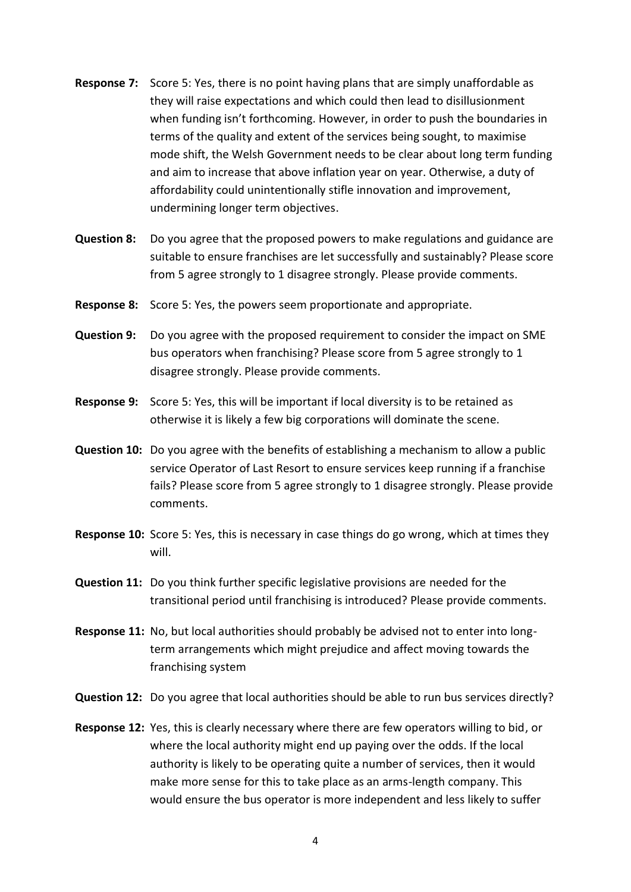**Response 7:** Score 5: Yes, there is no point having plans that are simply unaffordable as they will raise expectations and which could then lead to disillusionment when funding isn't forthcoming. However, in order to push the boundaries in terms of the quality and extent of the services being sought, to maximise mode shift, the Welsh Government needs to be clear about long term funding and aim to increase that above inflation year on year. Otherwise, a duty of affordability could unintentionally stifle innovation and improvement, undermining longer term objectives.

**Question 8:** Do you agree that the proposed powers to make regulations and guidance are suitable to ensure franchises are let successfully and sustainably? Please score from 5 agree strongly to 1 disagree strongly. Please provide comments.

**Response 8:** Score 5: Yes, the powers seem proportionate and appropriate.

**Question 9:** Do you agree with the proposed requirement to consider the impact on SME bus operators when franchising? Please score from 5 agree strongly to 1 disagree strongly. Please provide comments.

**Response 9:** Score 5: Yes, this will be important if local diversity is to be retained as otherwise it is likely a few big corporations will dominate the scene.

**Question 10:** Do you agree with the benefits of establishing a mechanism to allow a public service Operator of Last Resort to ensure services keep running if a franchise fails? Please score from 5 agree strongly to 1 disagree strongly. Please provide comments.

**Response 10:** Score 5: Yes, this is necessary in case things do go wrong, which at times they will.

**Question 11:** Do you think further specific legislative provisions are needed for the transitional period until franchising is introduced? Please provide comments.

**Response 11:** No, but local authorities should probably be advised not to enter into long-term arrangements which might prejudice and affect moving towards the franchising system

**Question 12:** Do you agree that local authorities should be able to run bus services directly?

**Response 12:** Yes, this is clearly necessary where there are few operators willing to bid, or where the local authority might end up paying over the odds. If the local authority is likely to be operating quite a number of services, then it would make more sense for this to take place as an arms-length company. This would ensure the bus operator is more independent and less likely to suffer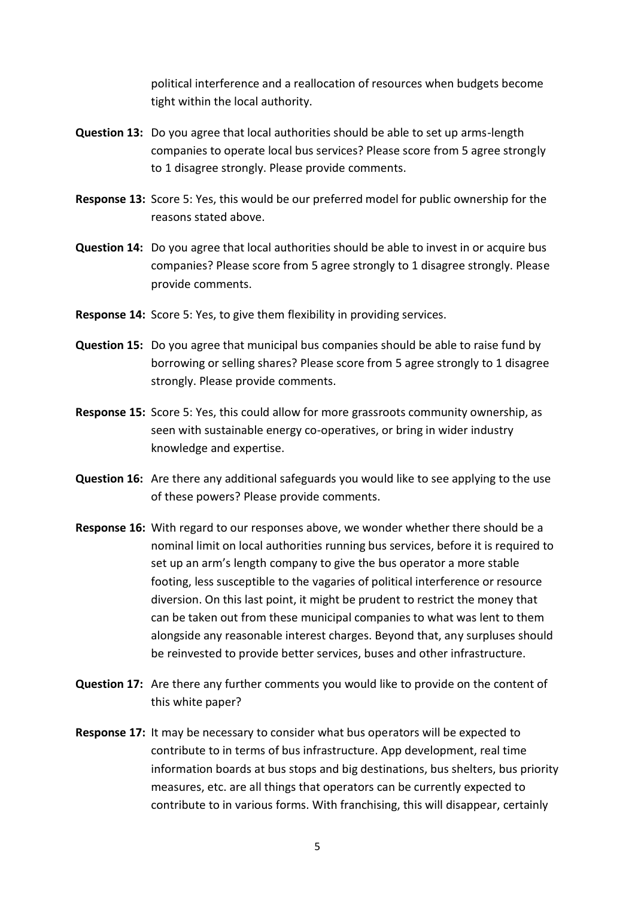political interference and a reallocation of resources when budgets become tight within the local authority.

**Question 13:** Do you agree that local authorities should be able to set up arms-length companies to operate local bus services? Please score from 5 agree strongly to 1 disagree strongly. Please provide comments.

**Response 13:** Score 5: Yes, this would be our preferred model for public ownership for the reasons stated above.

**Question 14:** Do you agree that local authorities should be able to invest in or acquire bus companies? Please score from 5 agree strongly to 1 disagree strongly. Please provide comments.

**Response 14:** Score 5: Yes, to give them flexibility in providing services.

**Question 15:** Do you agree that municipal bus companies should be able to raise fund by borrowing or selling shares? Please score from 5 agree strongly to 1 disagree strongly. Please provide comments.

**Response 15:** Score 5: Yes, this could allow for more grassroots community ownership, as seen with sustainable energy co-operatives, or bring in wider industry knowledge and expertise.

**Question 16:** Are there any additional safeguards you would like to see applying to the use of these powers? Please provide comments.

**Response 16:** With regard to our responses above, we wonder whether there should be a nominal limit on local authorities running bus services, before it is required to set up an arm's length company to give the bus operator a more stable footing, less susceptible to the vagaries of political interference or resource diversion. On this last point, it might be prudent to restrict the money that can be taken out from these municipal companies to what was lent to them alongside any reasonable interest charges. Beyond that, any surpluses should be reinvested to provide better services, buses and other infrastructure.

**Question 17:** Are there any further comments you would like to provide on the content of this white paper?

**Response 17:** It may be necessary to consider what bus operators will be expected to contribute to in terms of bus infrastructure. App development, real time information boards at bus stops and big destinations, bus shelters, bus priority measures, etc. are all things that operators can be currently expected to contribute to in various forms. With franchising, this will disappear, certainly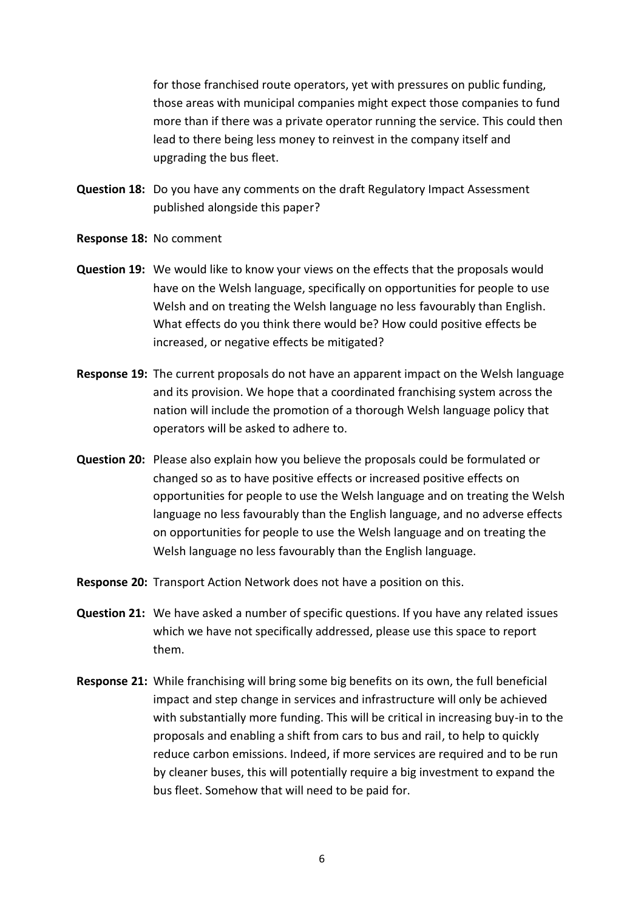for those franchised route operators, yet with pressures on public funding, those areas with municipal companies might expect those companies to fund more than if there was a private operator running the service. This could then lead to there being less money to reinvest in the company itself and upgrading the bus fleet.

**Question 18:** Do you have any comments on the draft Regulatory Impact Assessment published alongside this paper?

**Response 18:** No comment

**Question 19:** We would like to know your views on the effects that the proposals would have on the Welsh language, specifically on opportunities for people to use Welsh and on treating the Welsh language no less favourably than English. What effects do you think there would be? How could positive effects be increased, or negative effects be mitigated?

**Response 19:** The current proposals do not have an apparent impact on the Welsh language and its provision. We hope that a coordinated franchising system across the nation will include the promotion of a thorough Welsh language policy that operators will be asked to adhere to.

**Question 20:** Please also explain how you believe the proposals could be formulated or changed so as to have positive effects or increased positive effects on opportunities for people to use the Welsh language and on treating the Welsh language no less favourably than the English language, and no adverse effects on opportunities for people to use the Welsh language and on treating the Welsh language no less favourably than the English language.

**Response 20:** Transport Action Network does not have a position on this.

**Question 21:** We have asked a number of specific questions. If you have any related issues which we have not specifically addressed, please use this space to report them.

**Response 21:** While franchising will bring some big benefits on its own, the full beneficial impact and step change in services and infrastructure will only be achieved with substantially more funding. This will be critical in increasing buy-in to the proposals and enabling a shift from cars to bus and rail, to help to quickly reduce carbon emissions. Indeed, if more services are required and to be run by cleaner buses, this will potentially require a big investment to expand the bus fleet. Somehow that will need to be paid for.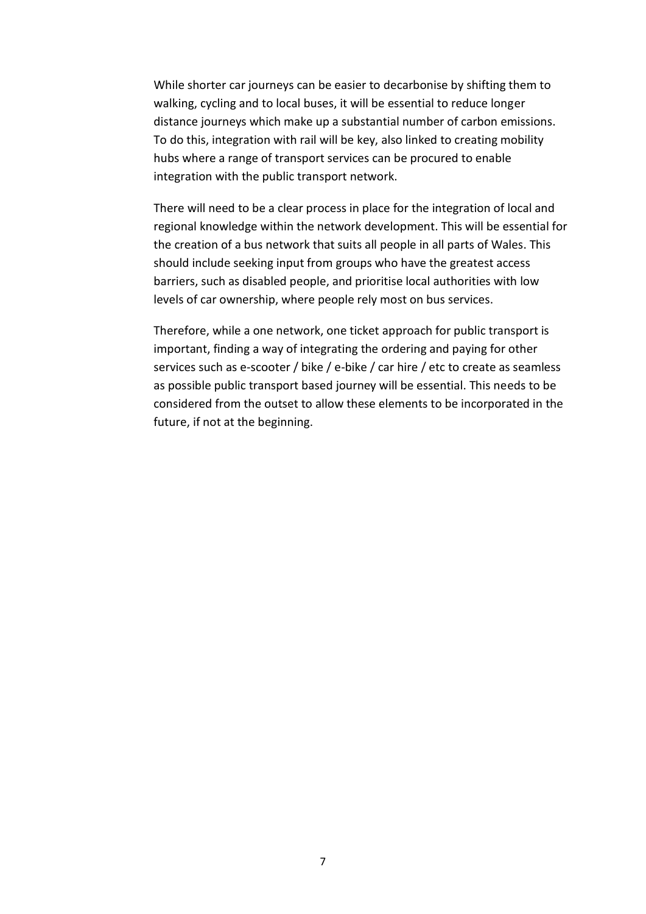While shorter car journeys can be easier to decarbonise by shifting them to walking, cycling and to local buses, it will be essential to reduce longer distance journeys which make up a substantial number of carbon emissions. To do this, integration with rail will be key, also linked to creating mobility hubs where a range of transport services can be procured to enable integration with the public transport network.

There will need to be a clear process in place for the integration of local and regional knowledge within the network development. This will be essential for the creation of a bus network that suits all people in all parts of Wales. This should include seeking input from groups who have the greatest access barriers, such as disabled people, and prioritise local authorities with low levels of car ownership, where people rely most on bus services.

Therefore, while a one network, one ticket approach for public transport is important, finding a way of integrating the ordering and paying for other services such as e-scooter / bike / e-bike / car hire / etc to create as seamless as possible public transport based journey will be essential. This needs to be considered from the outset to allow these elements to be incorporated in the future, if not at the beginning.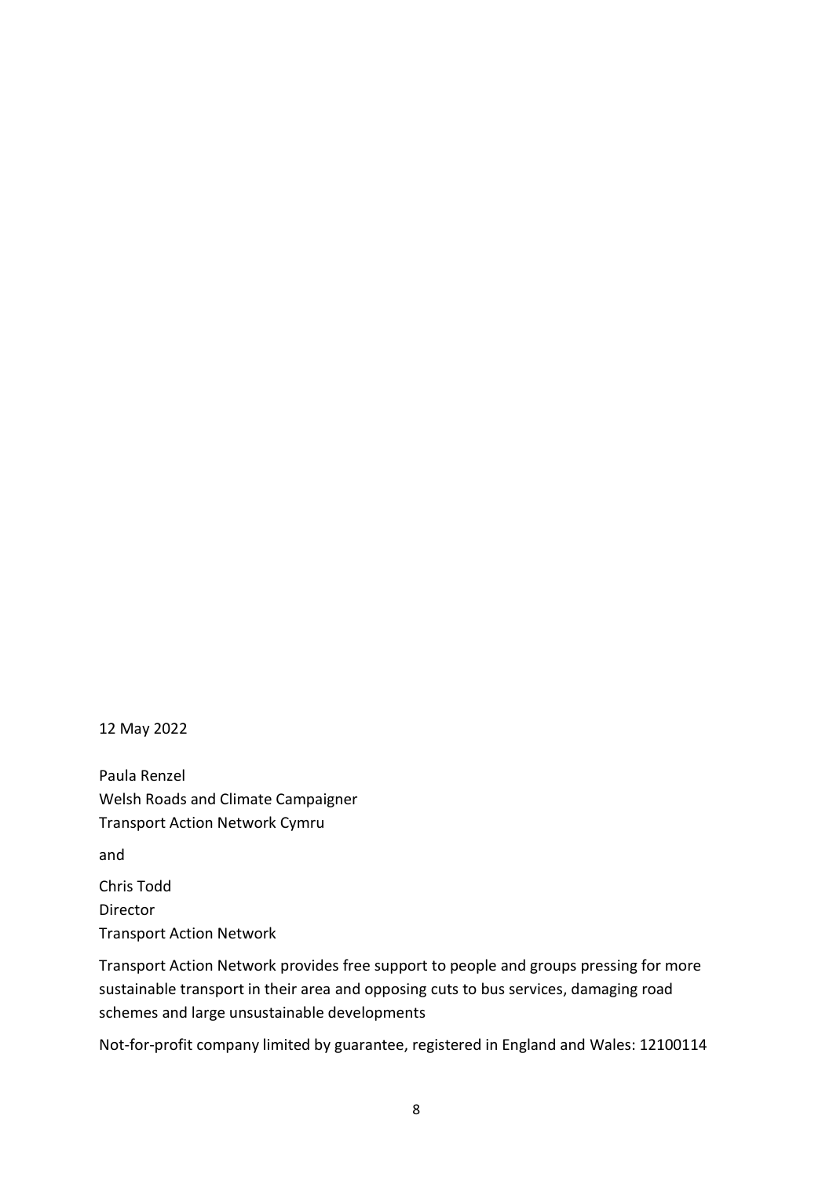12 May 2022

Paula Renzel
Welsh Roads and Climate Campaigner
Transport Action Network Cymru

and

Chris Todd
Director
Transport Action Network

Transport Action Network provides free support to people and groups pressing for more sustainable transport in their area and opposing cuts to bus services, damaging road schemes and large unsustainable developments

Not-for-profit company limited by guarantee, registered in England and Wales: 12100114